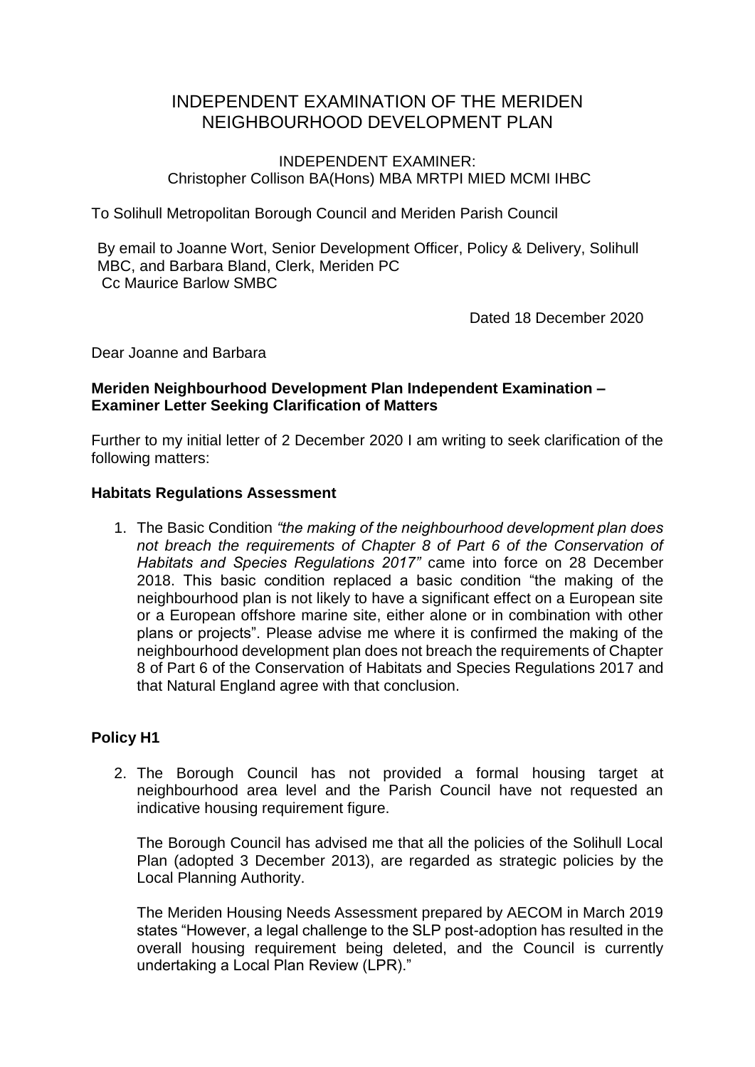# INDEPENDENT EXAMINATION OF THE MERIDEN NEIGHBOURHOOD DEVELOPMENT PLAN

INDEPENDENT EXAMINER:
Christopher Collison BA(Hons) MBA MRTPI MIED MCMI IHBC

To Solihull Metropolitan Borough Council and Meriden Parish Council

By email to Joanne Wort, Senior Development Officer, Policy & Delivery, Solihull MBC, and Barbara Bland, Clerk, Meriden PC
Cc Maurice Barlow SMBC

Dated 18 December 2020

Dear Joanne and Barbara

**Meriden Neighbourhood Development Plan Independent Examination – Examiner Letter Seeking Clarification of Matters**

Further to my initial letter of 2 December 2020 I am writing to seek clarification of the following matters:

**Habitats Regulations Assessment**

1. The Basic Condition *"the making of the neighbourhood development plan does not breach the requirements of Chapter 8 of Part 6 of the Conservation of Habitats and Species Regulations 2017"* came into force on 28 December 2018. This basic condition replaced a basic condition "the making of the neighbourhood plan is not likely to have a significant effect on a European site or a European offshore marine site, either alone or in combination with other plans or projects". Please advise me where it is confirmed the making of the neighbourhood development plan does not breach the requirements of Chapter 8 of Part 6 of the Conservation of Habitats and Species Regulations 2017 and that Natural England agree with that conclusion.

**Policy H1**

2. The Borough Council has not provided a formal housing target at neighbourhood area level and the Parish Council have not requested an indicative housing requirement figure.

   The Borough Council has advised me that all the policies of the Solihull Local Plan (adopted 3 December 2013), are regarded as strategic policies by the Local Planning Authority.

   The Meriden Housing Needs Assessment prepared by AECOM in March 2019 states "However, a legal challenge to the SLP post-adoption has resulted in the overall housing requirement being deleted, and the Council is currently undertaking a Local Plan Review (LPR)."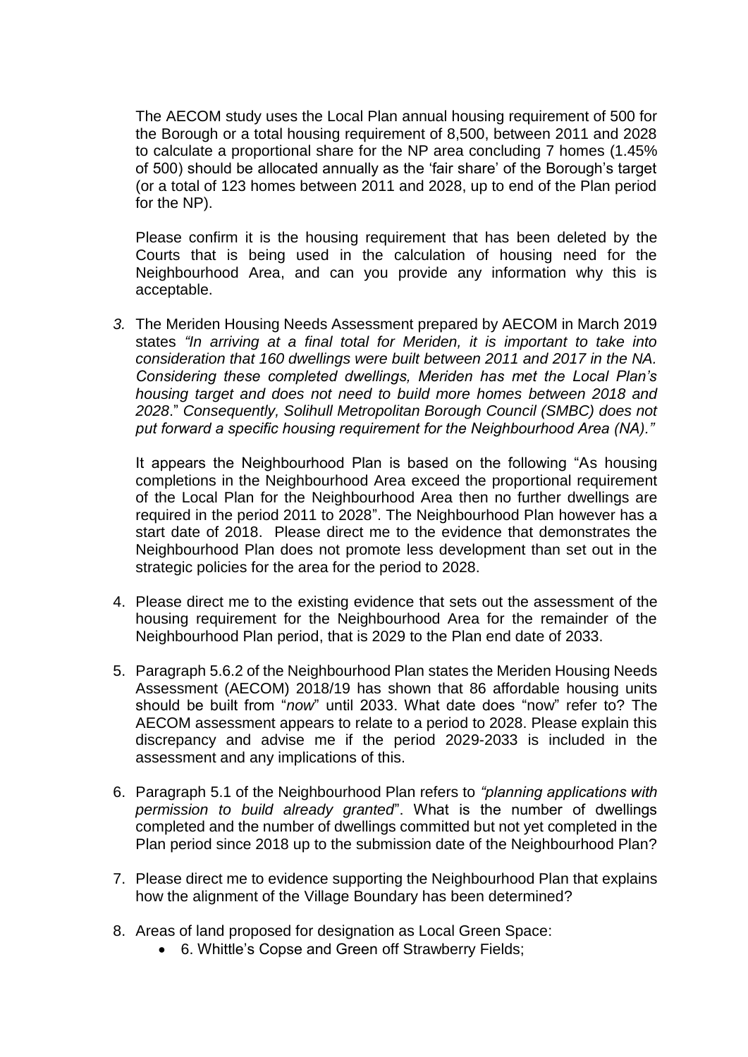The AECOM study uses the Local Plan annual housing requirement of 500 for the Borough or a total housing requirement of 8,500, between 2011 and 2028 to calculate a proportional share for the NP area concluding 7 homes (1.45% of 500) should be allocated annually as the 'fair share' of the Borough's target (or a total of 123 homes between 2011 and 2028, up to end of the Plan period for the NP).

Please confirm it is the housing requirement that has been deleted by the Courts that is being used in the calculation of housing need for the Neighbourhood Area, and can you provide any information why this is acceptable.

3. The Meriden Housing Needs Assessment prepared by AECOM in March 2019 states *"In arriving at a final total for Meriden, it is important to take into consideration that 160 dwellings were built between 2011 and 2017 in the NA. Considering these completed dwellings, Meriden has met the Local Plan's housing target and does not need to build more homes between 2018 and 2028*." *Consequently, Solihull Metropolitan Borough Council (SMBC) does not put forward a specific housing requirement for the Neighbourhood Area (NA)."*

   It appears the Neighbourhood Plan is based on the following "As housing completions in the Neighbourhood Area exceed the proportional requirement of the Local Plan for the Neighbourhood Area then no further dwellings are required in the period 2011 to 2028". The Neighbourhood Plan however has a start date of 2018. Please direct me to the evidence that demonstrates the Neighbourhood Plan does not promote less development than set out in the strategic policies for the area for the period to 2028.

4. Please direct me to the existing evidence that sets out the assessment of the housing requirement for the Neighbourhood Area for the remainder of the Neighbourhood Plan period, that is 2029 to the Plan end date of 2033.

5. Paragraph 5.6.2 of the Neighbourhood Plan states the Meriden Housing Needs Assessment (AECOM) 2018/19 has shown that 86 affordable housing units should be built from "*now*" until 2033. What date does "now" refer to? The AECOM assessment appears to relate to a period to 2028. Please explain this discrepancy and advise me if the period 2029-2033 is included in the assessment and any implications of this.

6. Paragraph 5.1 of the Neighbourhood Plan refers to *"planning applications with permission to build already granted*". What is the number of dwellings completed and the number of dwellings committed but not yet completed in the Plan period since 2018 up to the submission date of the Neighbourhood Plan?

7. Please direct me to evidence supporting the Neighbourhood Plan that explains how the alignment of the Village Boundary has been determined?

8. Areas of land proposed for designation as Local Green Space:
   - 6. Whittle's Copse and Green off Strawberry Fields;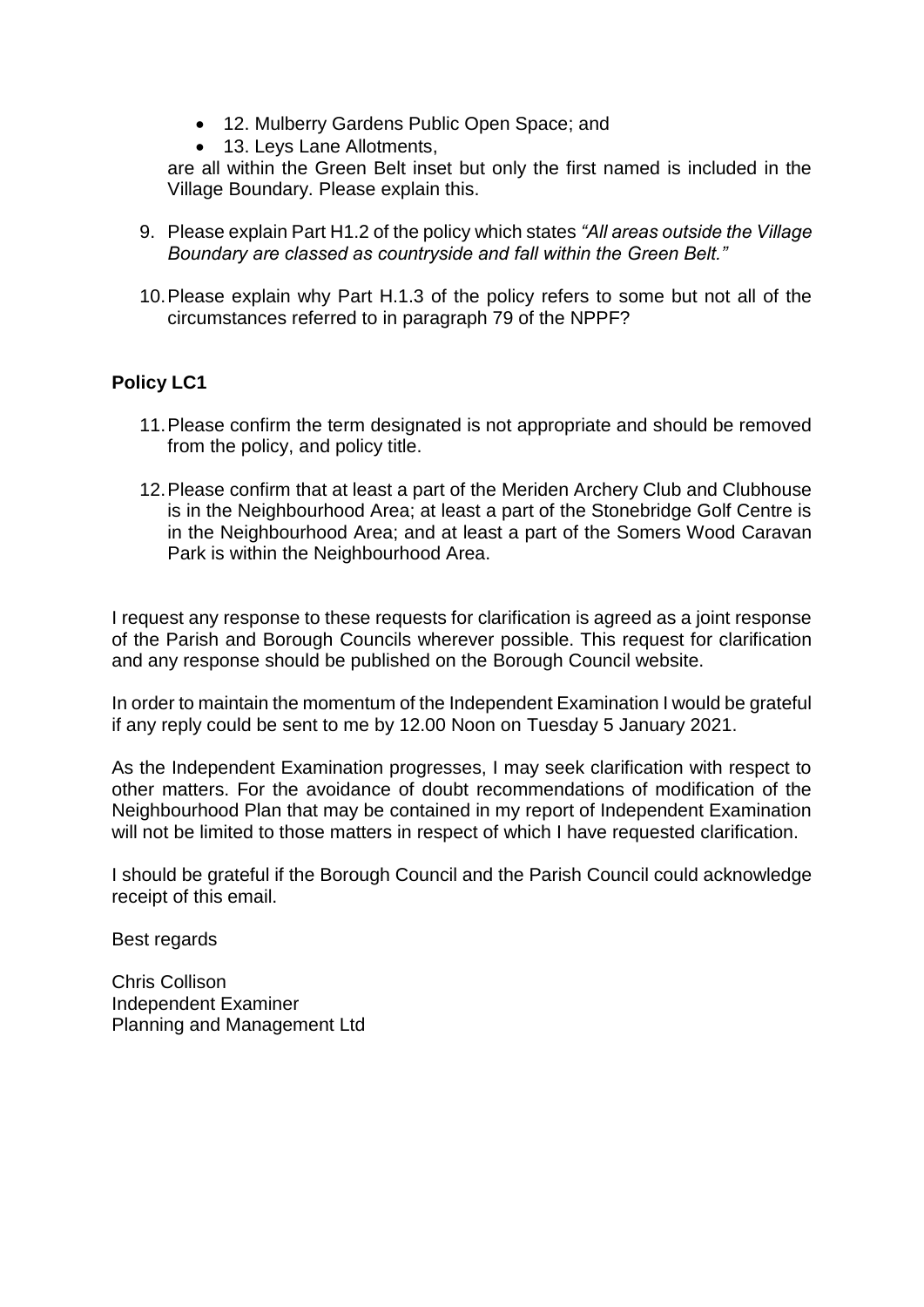- 12. Mulberry Gardens Public Open Space; and
- 13. Leys Lane Allotments,

are all within the Green Belt inset but only the first named is included in the Village Boundary. Please explain this.

9. Please explain Part H1.2 of the policy which states *"All areas outside the Village Boundary are classed as countryside and fall within the Green Belt."*

10. Please explain why Part H.1.3 of the policy refers to some but not all of the circumstances referred to in paragraph 79 of the NPPF?

**Policy LC1**

11. Please confirm the term designated is not appropriate and should be removed from the policy, and policy title.

12. Please confirm that at least a part of the Meriden Archery Club and Clubhouse is in the Neighbourhood Area; at least a part of the Stonebridge Golf Centre is in the Neighbourhood Area; and at least a part of the Somers Wood Caravan Park is within the Neighbourhood Area.

I request any response to these requests for clarification is agreed as a joint response of the Parish and Borough Councils wherever possible. This request for clarification and any response should be published on the Borough Council website.

In order to maintain the momentum of the Independent Examination I would be grateful if any reply could be sent to me by 12.00 Noon on Tuesday 5 January 2021.

As the Independent Examination progresses, I may seek clarification with respect to other matters. For the avoidance of doubt recommendations of modification of the Neighbourhood Plan that may be contained in my report of Independent Examination will not be limited to those matters in respect of which I have requested clarification.

I should be grateful if the Borough Council and the Parish Council could acknowledge receipt of this email.

Best regards

Chris Collison
Independent Examiner
Planning and Management Ltd